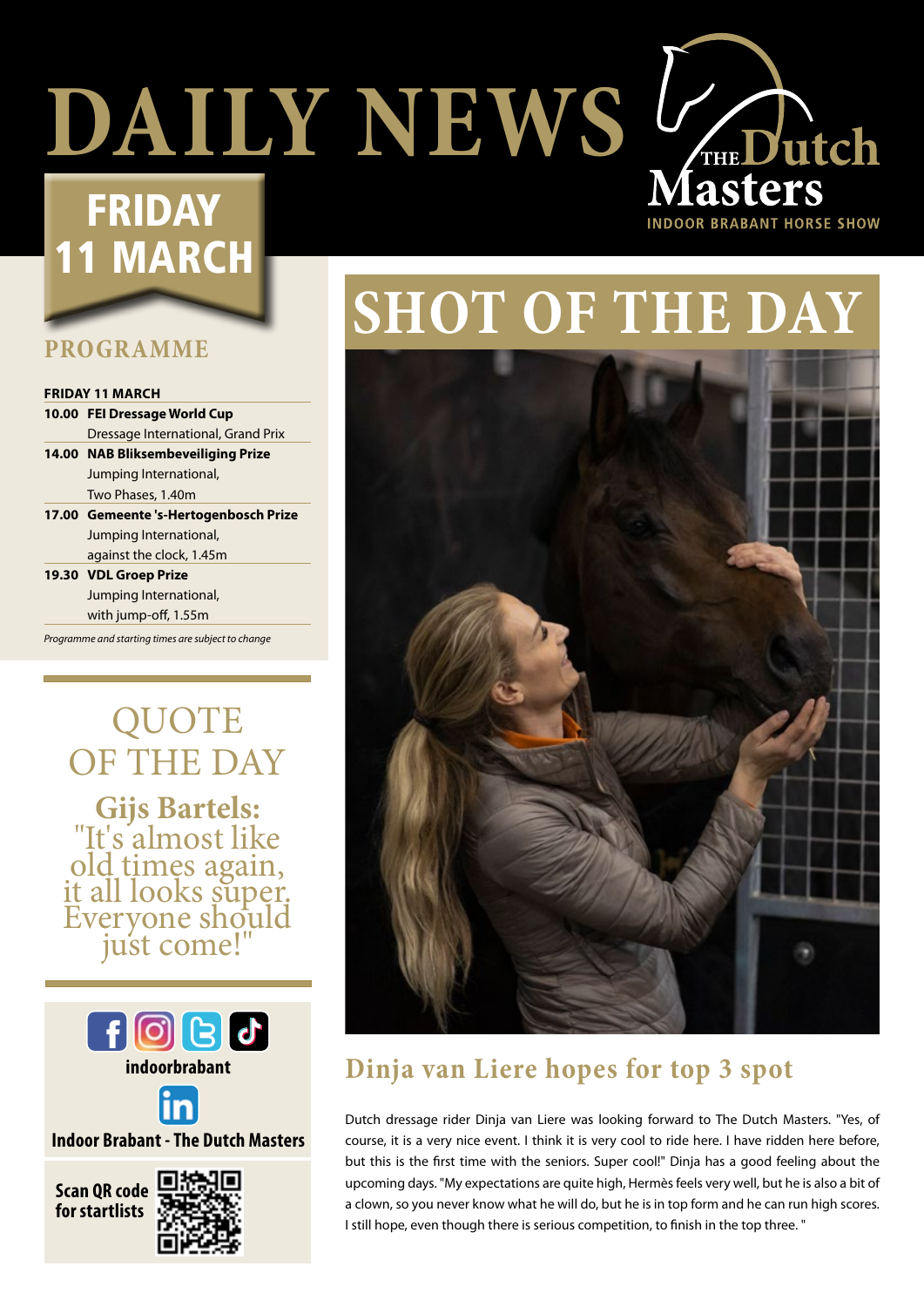# DAILY NEWS

**The Dutch Masters**
INDOOR BRABANT HORSE SHOW

## FRIDAY 11 MARCH

## PROGRAMME

| FRIDAY 11 MARCH | |
|---|---|
| **10.00** | **FEI Dressage World Cup** Dressage International, Grand Prix |
| **14.00** | **NAB Bliksembeveiliging Prize** Jumping International, Two Phases, 1.40m |
| **17.00** | **Gemeente 's-Hertogenbosch Prize** Jumping International, against the clock, 1.45m |
| **19.30** | **VDL Groep Prize** Jumping International, with jump-off, 1.55m |

*Programme and starting times are subject to change*

## QUOTE OF THE DAY

**Gijs Bartels:**
"It's almost like old times again, it all looks super. Everyone should just come!"

**indoorbrabant**

**Indoor Brabant - The Dutch Masters**

**Scan QR code for startlists**

## SHOT OF THE DAY

## Dinja van Liere hopes for top 3 spot

Dutch dressage rider Dinja van Liere was looking forward to The Dutch Masters. "Yes, of course, it is a very nice event. I think it is very cool to ride here. I have ridden here before, but this is the first time with the seniors. Super cool!" Dinja has a good feeling about the upcoming days. "My expectations are quite high, Hermès feels very well, but he is also a bit of a clown, so you never know what he will do, but he is in top form and he can run high scores. I still hope, even though there is serious competition, to finish in the top three. "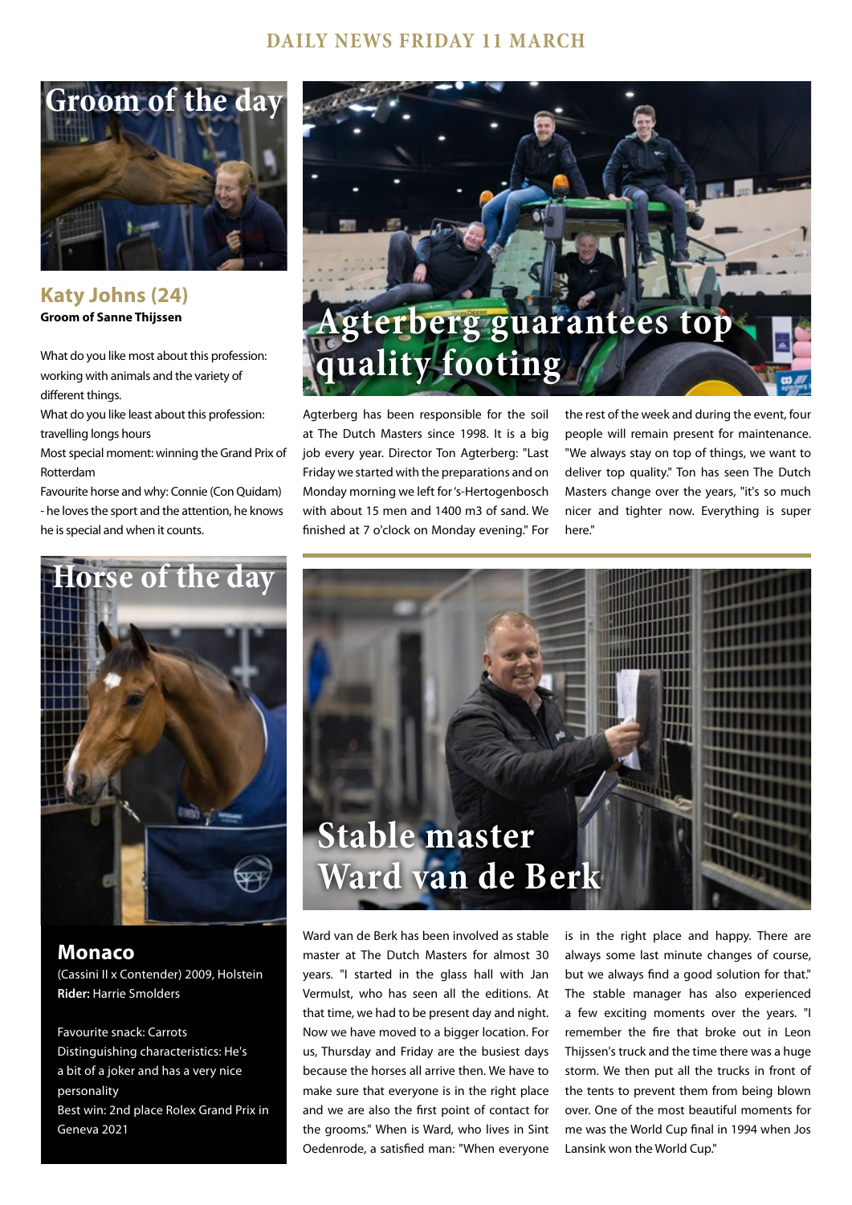## Groom of the day

### Katy Johns (24)

**Groom of Sanne Thijssen**

What do you like most about this profession: working with animals and the variety of different things.
What do you like least about this profession: travelling longs hours
Most special moment: winning the Grand Prix of Rotterdam
Favourite horse and why: Connie (Con Quidam) - he loves the sport and the attention, he knows he is special and when it counts.

## Agterberg guarantees top quality footing

Agterberg has been responsible for the soil at The Dutch Masters since 1998. It is a big job every year. Director Ton Agterberg: "Last Friday we started with the preparations and on Monday morning we left for 's-Hertogenbosch with about 15 men and 1400 m3 of sand. We finished at 7 o'clock on Monday evening." For the rest of the week and during the event, four people will remain present for maintenance. "We always stay on top of things, we want to deliver top quality." Ton has seen The Dutch Masters change over the years, "it's so much nicer and tighter now. Everything is super here."

## Horse of the day

### Monaco

(Cassini II x Contender) 2009, Holstein
**Rider:** Harrie Smolders

Favourite snack: Carrots
Distinguishing characteristics: He's a bit of a joker and has a very nice personality
Best win: 2nd place Rolex Grand Prix in Geneva 2021

## Stable master Ward van de Berk

Ward van de Berk has been involved as stable master at The Dutch Masters for almost 30 years. "I started in the glass hall with Jan Vermulst, who has seen all the editions. At that time, we had to be present day and night. Now we have moved to a bigger location. For us, Thursday and Friday are the busiest days because the horses all arrive then. We have to make sure that everyone is in the right place and we are also the first point of contact for the grooms." When is Ward, who lives in Sint Oedenrode, a satisfied man: "When everyone is in the right place and happy. There are always some last minute changes of course, but we always find a good solution for that." The stable manager has also experienced a few exciting moments over the years. "I remember the fire that broke out in Leon Thijssen's truck and the time there was a huge storm. We then put all the trucks in front of the tents to prevent them from being blown over. One of the most beautiful moments for me was the World Cup final in 1994 when Jos Lansink won the World Cup."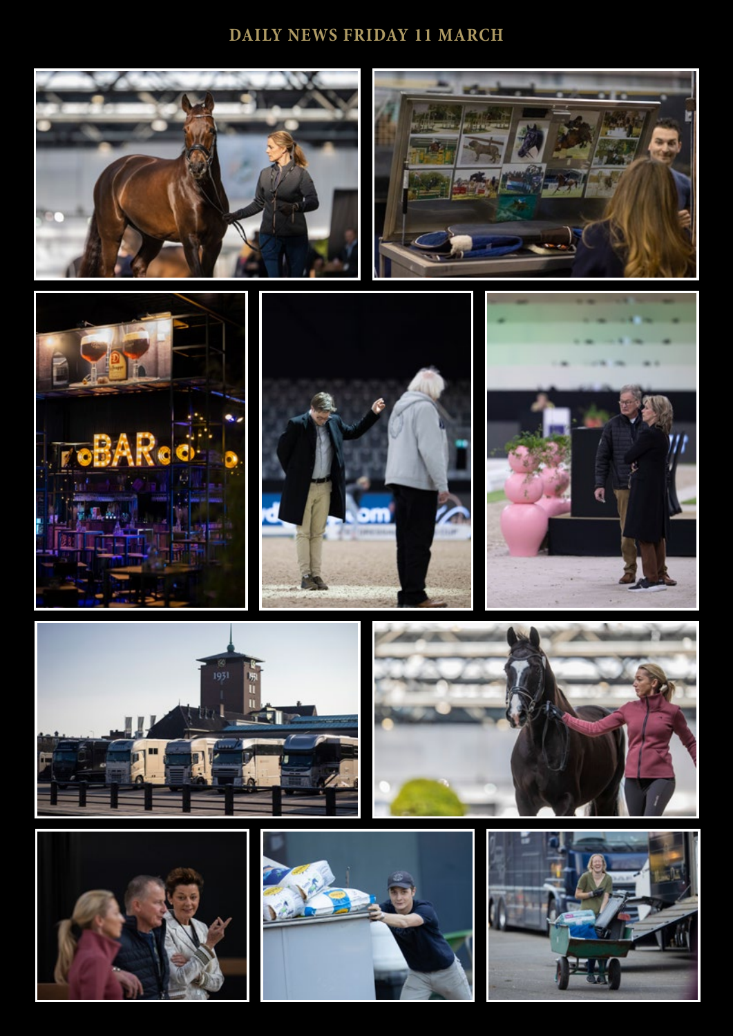DAILY NEWS FRIDAY 11 MARCH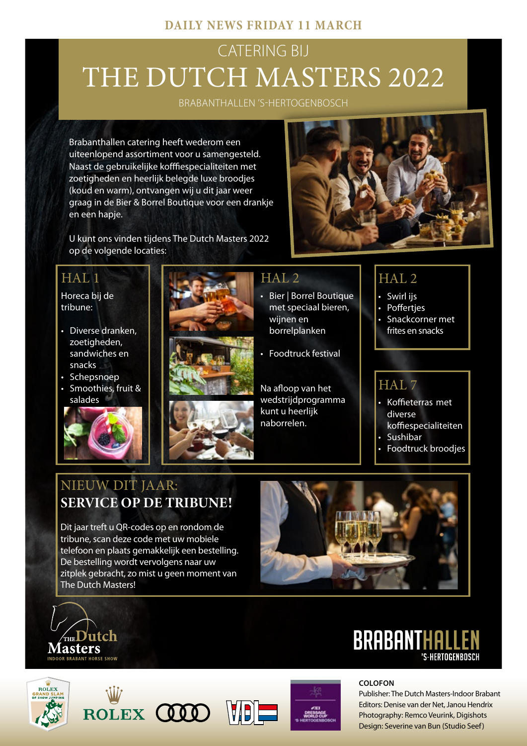# CATERING BIJ THE DUTCH MASTERS 2022

BRABANTHALLEN 'S-HERTOGENBOSCH

Brabanthallen catering heeft wederom een uiteenlopend assortiment voor u samengesteld. Naast de gebruikelijke kofffiespecialiteiten met zoetigheden en heerlijk belegde luxe broodjes (koud en warm), ontvangen wij u dit jaar weer graag in de Bier & Borrel Boutique voor een drankje en een hapje.

U kunt ons vinden tijdens The Dutch Masters 2022 op de volgende locaties:

## HAL 1

Horeca bij de tribune:

- Diverse dranken, zoetigheden, sandwiches en snacks
- Schepsnoep
- Smoothies, fruit & salades

## HAL 2

- Bier | Borrel Boutique met speciaal bieren, wijnen en borrelplanken
- Foodtruck festival

Na afloop van het wedstrijdprogramma kunt u heerlijk naborrelen.

## HAL 2

- Swirl ijs
- Poffertjes
- Snackcorner met frites en snacks

## HAL 7

- Koffieterras met diverse koffiespecialiteiten
- Sushibar
- Foodtruck broodjes

## NIEUW DIT JAAR: SERVICE OP DE TRIBUNE!

Dit jaar treft u QR-codes op en rondom de tribune, scan deze code met uw mobiele telefoon en plaats gemakkelijk een bestelling. De bestelling wordt vervolgens naar uw zitplek gebracht, zo mist u geen moment van The Dutch Masters!

**COLOFON**
Publisher: The Dutch Masters-Indoor Brabant
Editors: Denise van der Net, Janou Hendrix
Photography: Remco Veurink, Digishots
Design: Severine van Bun (Studio Seef)